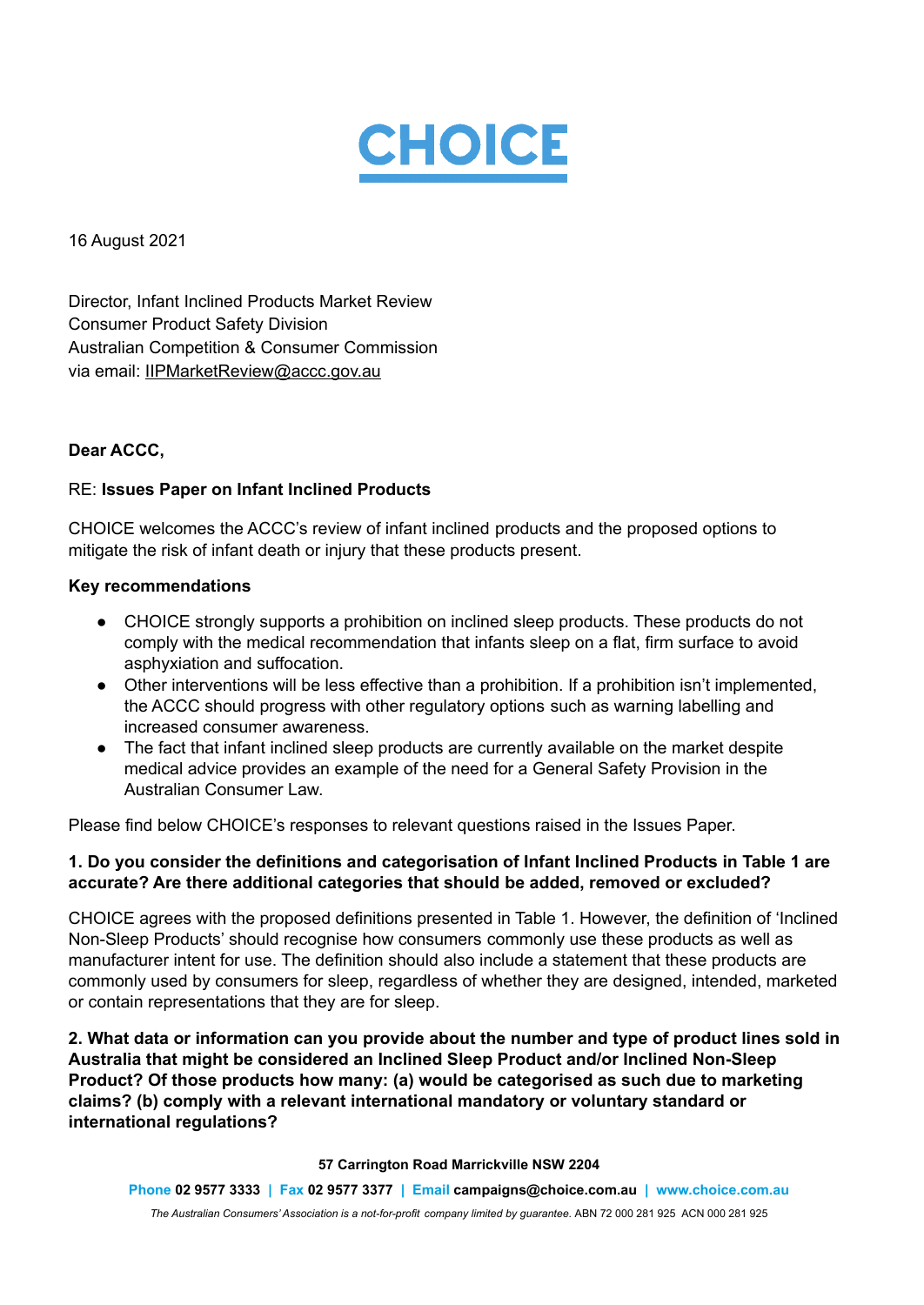# CHOICE

16 August 2021

Director, Infant Inclined Products Market Review
Consumer Product Safety Division
Australian Competition & Consumer Commission
via email: IIPMarketReview@accc.gov.au

**Dear ACCC,**

RE: **Issues Paper on Infant Inclined Products**

CHOICE welcomes the ACCC's review of infant inclined products and the proposed options to mitigate the risk of infant death or injury that these products present.

**Key recommendations**

- CHOICE strongly supports a prohibition on inclined sleep products. These products do not comply with the medical recommendation that infants sleep on a flat, firm surface to avoid asphyxiation and suffocation.
- Other interventions will be less effective than a prohibition. If a prohibition isn't implemented, the ACCC should progress with other regulatory options such as warning labelling and increased consumer awareness.
- The fact that infant inclined sleep products are currently available on the market despite medical advice provides an example of the need for a General Safety Provision in the Australian Consumer Law.

Please find below CHOICE's responses to relevant questions raised in the Issues Paper.

**1. Do you consider the definitions and categorisation of Infant Inclined Products in Table 1 are accurate? Are there additional categories that should be added, removed or excluded?**

CHOICE agrees with the proposed definitions presented in Table 1. However, the definition of 'Inclined Non-Sleep Products' should recognise how consumers commonly use these products as well as manufacturer intent for use. The definition should also include a statement that these products are commonly used by consumers for sleep, regardless of whether they are designed, intended, marketed or contain representations that they are for sleep.

**2. What data or information can you provide about the number and type of product lines sold in Australia that might be considered an Inclined Sleep Product and/or Inclined Non-Sleep Product? Of those products how many: (a) would be categorised as such due to marketing claims? (b) comply with a relevant international mandatory or voluntary standard or international regulations?**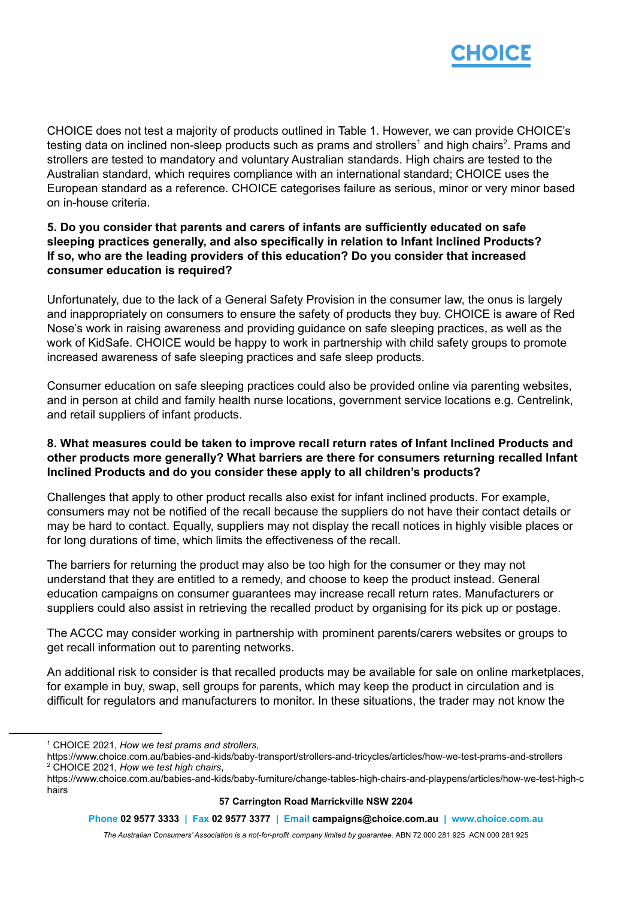CHOICE does not test a majority of products outlined in Table 1. However, we can provide CHOICE's testing data on inclined non-sleep products such as prams and strollers[1] and high chairs[2]. Prams and strollers are tested to mandatory and voluntary Australian standards. High chairs are tested to the Australian standard, which requires compliance with an international standard; CHOICE uses the European standard as a reference. CHOICE categorises failure as serious, minor or very minor based on in-house criteria.

**5. Do you consider that parents and carers of infants are sufficiently educated on safe sleeping practices generally, and also specifically in relation to Infant Inclined Products? If so, who are the leading providers of this education? Do you consider that increased consumer education is required?**

Unfortunately, due to the lack of a General Safety Provision in the consumer law, the onus is largely and inappropriately on consumers to ensure the safety of products they buy. CHOICE is aware of Red Nose's work in raising awareness and providing guidance on safe sleeping practices, as well as the work of KidSafe. CHOICE would be happy to work in partnership with child safety groups to promote increased awareness of safe sleeping practices and safe sleep products.

Consumer education on safe sleeping practices could also be provided online via parenting websites, and in person at child and family health nurse locations, government service locations e.g. Centrelink, and retail suppliers of infant products.

**8. What measures could be taken to improve recall return rates of Infant Inclined Products and other products more generally? What barriers are there for consumers returning recalled Infant Inclined Products and do you consider these apply to all children's products?**

Challenges that apply to other product recalls also exist for infant inclined products. For example, consumers may not be notified of the recall because the suppliers do not have their contact details or may be hard to contact. Equally, suppliers may not display the recall notices in highly visible places or for long durations of time, which limits the effectiveness of the recall.

The barriers for returning the product may also be too high for the consumer or they may not understand that they are entitled to a remedy, and choose to keep the product instead. General education campaigns on consumer guarantees may increase recall return rates. Manufacturers or suppliers could also assist in retrieving the recalled product by organising for its pick up or postage.

The ACCC may consider working in partnership with prominent parents/carers websites or groups to get recall information out to parenting networks.

An additional risk to consider is that recalled products may be available for sale on online marketplaces, for example in buy, swap, sell groups for parents, which may keep the product in circulation and is difficult for regulators and manufacturers to monitor. In these situations, the trader may not know the

---

[1] CHOICE 2021, *How we test prams and strollers*, https://www.choice.com.au/babies-and-kids/baby-transport/strollers-and-tricycles/articles/how-we-test-prams-and-strollers

[2] CHOICE 2021, *How we test high chairs*, https://www.choice.com.au/babies-and-kids/baby-furniture/change-tables-high-chairs-and-playpens/articles/how-we-test-high-chairs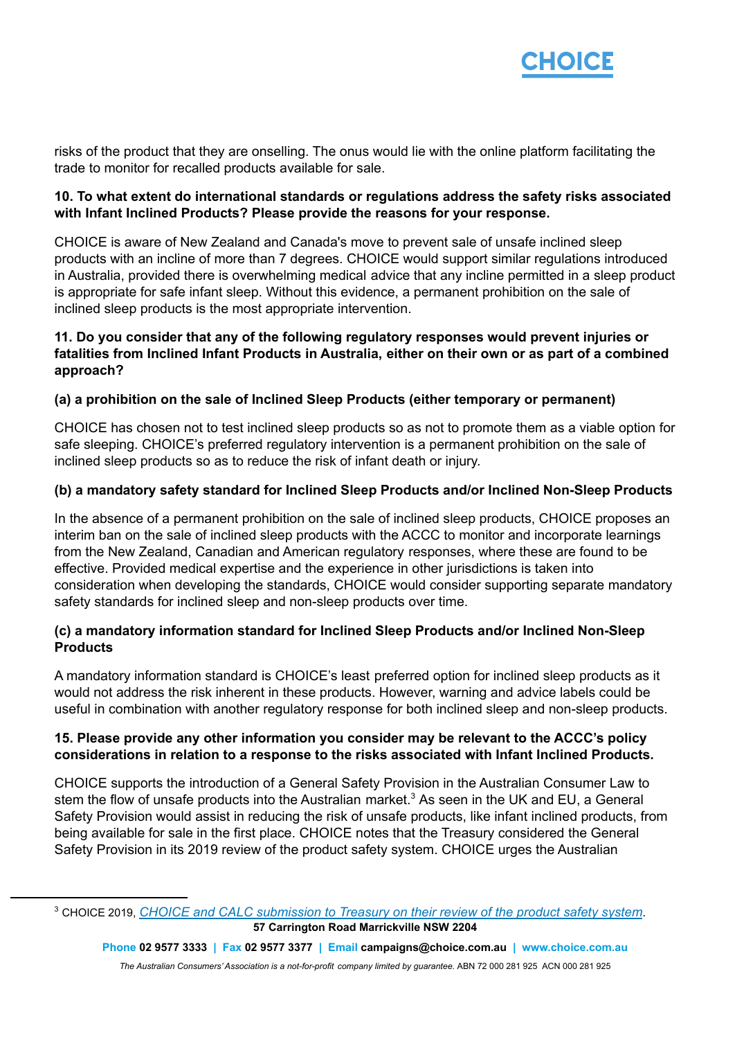risks of the product that they are onselling. The onus would lie with the online platform facilitating the trade to monitor for recalled products available for sale.

**10. To what extent do international standards or regulations address the safety risks associated with Infant Inclined Products? Please provide the reasons for your response.**

CHOICE is aware of New Zealand and Canada's move to prevent sale of unsafe inclined sleep products with an incline of more than 7 degrees. CHOICE would support similar regulations introduced in Australia, provided there is overwhelming medical advice that any incline permitted in a sleep product is appropriate for safe infant sleep. Without this evidence, a permanent prohibition on the sale of inclined sleep products is the most appropriate intervention.

**11. Do you consider that any of the following regulatory responses would prevent injuries or fatalities from Inclined Infant Products in Australia, either on their own or as part of a combined approach?**

**(a) a prohibition on the sale of Inclined Sleep Products (either temporary or permanent)**

CHOICE has chosen not to test inclined sleep products so as not to promote them as a viable option for safe sleeping. CHOICE's preferred regulatory intervention is a permanent prohibition on the sale of inclined sleep products so as to reduce the risk of infant death or injury.

**(b) a mandatory safety standard for Inclined Sleep Products and/or Inclined Non-Sleep Products**

In the absence of a permanent prohibition on the sale of inclined sleep products, CHOICE proposes an interim ban on the sale of inclined sleep products with the ACCC to monitor and incorporate learnings from the New Zealand, Canadian and American regulatory responses, where these are found to be effective. Provided medical expertise and the experience in other jurisdictions is taken into consideration when developing the standards, CHOICE would consider supporting separate mandatory safety standards for inclined sleep and non-sleep products over time.

**(c) a mandatory information standard for Inclined Sleep Products and/or Inclined Non-Sleep Products**

A mandatory information standard is CHOICE's least preferred option for inclined sleep products as it would not address the risk inherent in these products. However, warning and advice labels could be useful in combination with another regulatory response for both inclined sleep and non-sleep products.

**15. Please provide any other information you consider may be relevant to the ACCC's policy considerations in relation to a response to the risks associated with Infant Inclined Products.**

CHOICE supports the introduction of a General Safety Provision in the Australian Consumer Law to stem the flow of unsafe products into the Australian market.[3] As seen in the UK and EU, a General Safety Provision would assist in reducing the risk of unsafe products, like infant inclined products, from being available for sale in the first place. CHOICE notes that the Treasury considered the General Safety Provision in its 2019 review of the product safety system. CHOICE urges the Australian

[3] CHOICE 2019, *CHOICE and CALC submission to Treasury on their review of the product safety system*.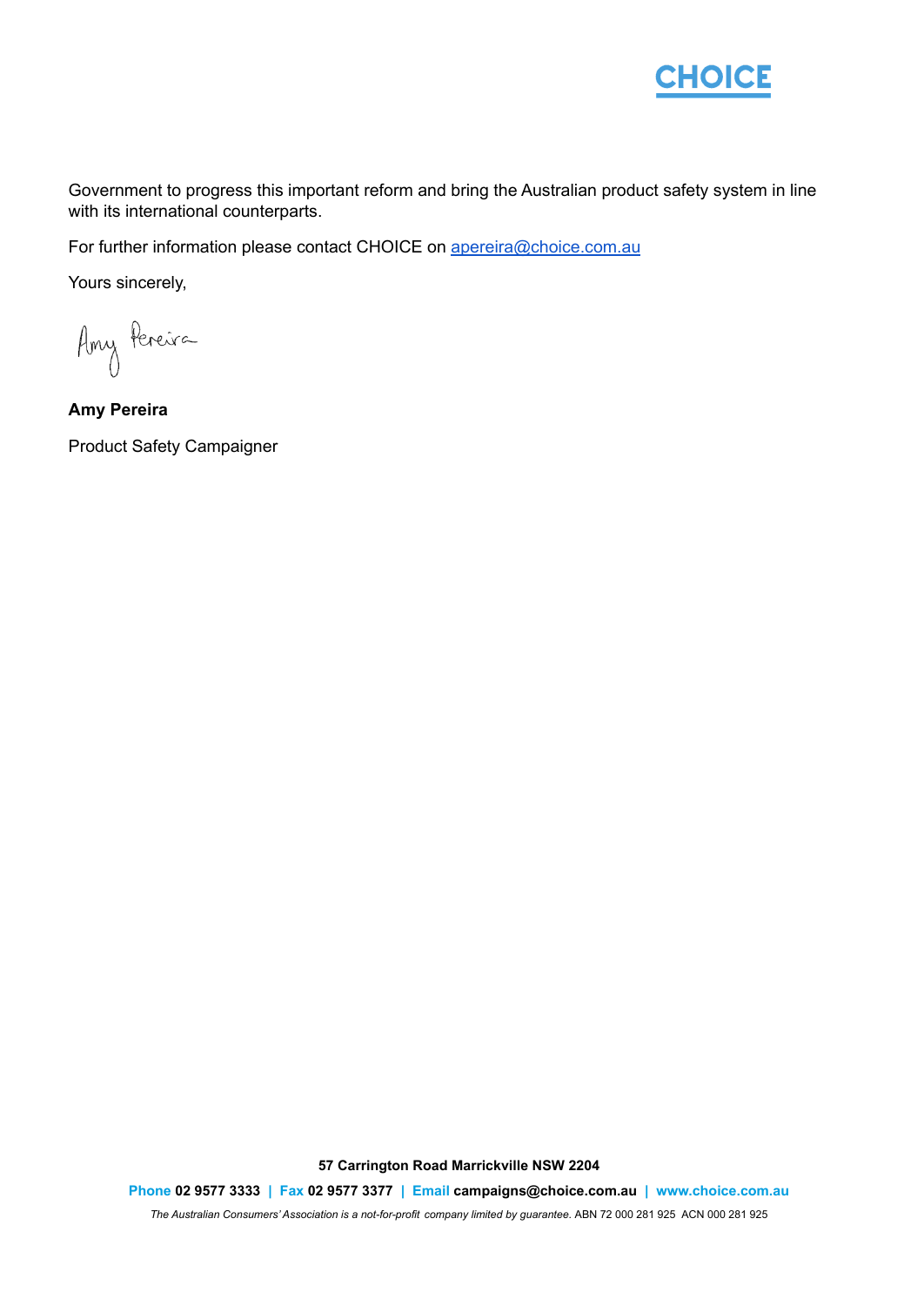Government to progress this important reform and bring the Australian product safety system in line with its international counterparts.

For further information please contact CHOICE on apereira@choice.com.au

Yours sincerely,

**Amy Pereira**

Product Safety Campaigner

**57 Carrington Road Marrickville NSW 2204**

Phone **02 9577 3333** | Fax **02 9577 3377** | Email **campaigns@choice.com.au** | www.choice.com.au

*The Australian Consumers' Association is a not-for-profit company limited by guarantee.* ABN 72 000 281 925 ACN 000 281 925